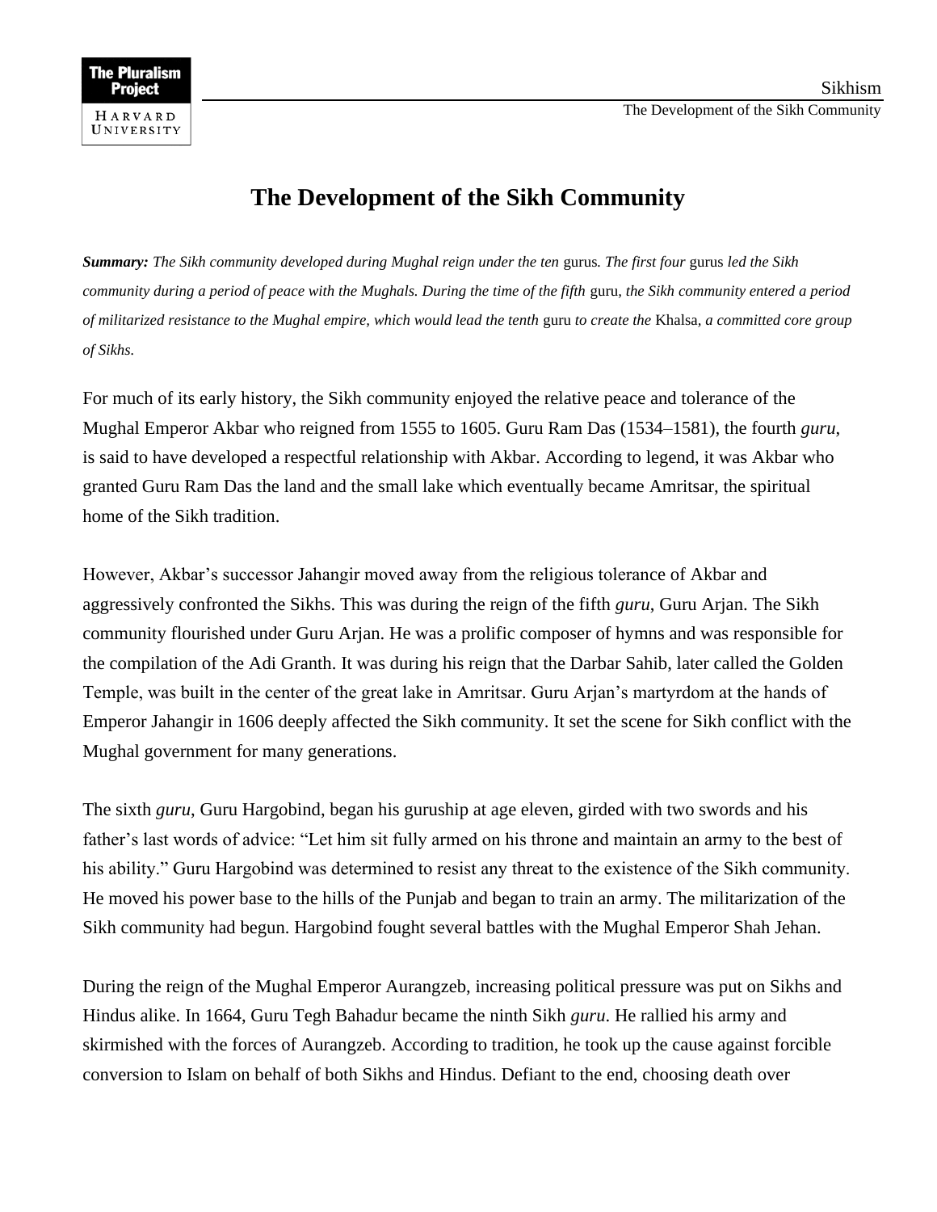# The Development of the Sikh Community

***Summary:*** *The Sikh community developed during Mughal reign under the ten* gurus*. The first four* gurus *led the Sikh community during a period of peace with the Mughals. During the time of the fifth* guru*, the Sikh community entered a period of militarized resistance to the Mughal empire, which would lead the tenth* guru *to create the* Khalsa*, a committed core group of Sikhs.*

For much of its early history, the Sikh community enjoyed the relative peace and tolerance of the Mughal Emperor Akbar who reigned from 1555 to 1605. Guru Ram Das (1534–1581), the fourth *guru*, is said to have developed a respectful relationship with Akbar. According to legend, it was Akbar who granted Guru Ram Das the land and the small lake which eventually became Amritsar, the spiritual home of the Sikh tradition.

However, Akbar's successor Jahangir moved away from the religious tolerance of Akbar and aggressively confronted the Sikhs. This was during the reign of the fifth *guru*, Guru Arjan. The Sikh community flourished under Guru Arjan. He was a prolific composer of hymns and was responsible for the compilation of the Adi Granth. It was during his reign that the Darbar Sahib, later called the Golden Temple, was built in the center of the great lake in Amritsar. Guru Arjan's martyrdom at the hands of Emperor Jahangir in 1606 deeply affected the Sikh community. It set the scene for Sikh conflict with the Mughal government for many generations.

The sixth *guru*, Guru Hargobind, began his guruship at age eleven, girded with two swords and his father's last words of advice: "Let him sit fully armed on his throne and maintain an army to the best of his ability." Guru Hargobind was determined to resist any threat to the existence of the Sikh community. He moved his power base to the hills of the Punjab and began to train an army. The militarization of the Sikh community had begun. Hargobind fought several battles with the Mughal Emperor Shah Jehan.

During the reign of the Mughal Emperor Aurangzeb, increasing political pressure was put on Sikhs and Hindus alike. In 1664, Guru Tegh Bahadur became the ninth Sikh *guru*. He rallied his army and skirmished with the forces of Aurangzeb. According to tradition, he took up the cause against forcible conversion to Islam on behalf of both Sikhs and Hindus. Defiant to the end, choosing death over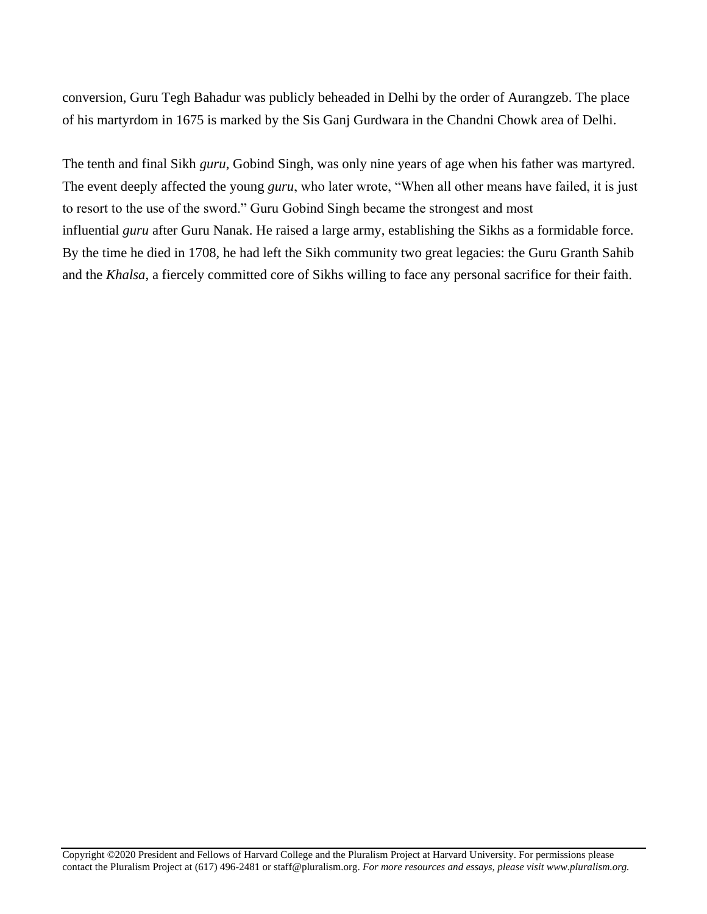conversion, Guru Tegh Bahadur was publicly beheaded in Delhi by the order of Aurangzeb. The place of his martyrdom in 1675 is marked by the Sis Ganj Gurdwara in the Chandni Chowk area of Delhi.

The tenth and final Sikh *guru*, Gobind Singh, was only nine years of age when his father was martyred. The event deeply affected the young *guru*, who later wrote, "When all other means have failed, it is just to resort to the use of the sword." Guru Gobind Singh became the strongest and most influential *guru* after Guru Nanak. He raised a large army, establishing the Sikhs as a formidable force. By the time he died in 1708, he had left the Sikh community two great legacies: the Guru Granth Sahib and the *Khalsa*, a fiercely committed core of Sikhs willing to face any personal sacrifice for their faith.

Copyright ©2020 President and Fellows of Harvard College and the Pluralism Project at Harvard University. For permissions please contact the Pluralism Project at (617) 496-2481 or staff@pluralism.org. *For more resources and essays, please visit www.pluralism.org.*